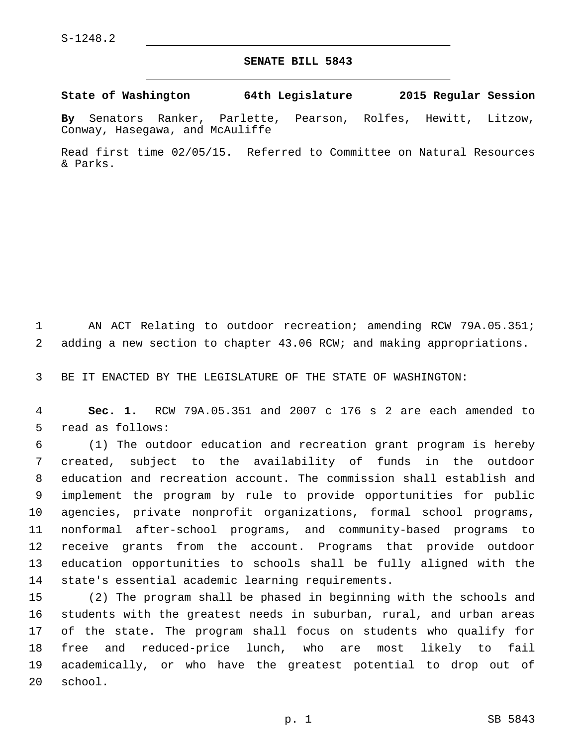S-1248.2

# SENATE BILL 5843

**State of Washington 64th Legislature 2015 Regular Session**

**By** Senators Ranker, Parlette, Pearson, Rolfes, Hewitt, Litzow, Conway, Hasegawa, and McAuliffe

Read first time 02/05/15. Referred to Committee on Natural Resources & Parks.

AN ACT Relating to outdoor recreation; amending RCW 79A.05.351; adding a new section to chapter 43.06 RCW; and making appropriations.

BE IT ENACTED BY THE LEGISLATURE OF THE STATE OF WASHINGTON:

**Sec. 1.** RCW 79A.05.351 and 2007 c 176 s 2 are each amended to read as follows:

(1) The outdoor education and recreation grant program is hereby created, subject to the availability of funds in the outdoor education and recreation account. The commission shall establish and implement the program by rule to provide opportunities for public agencies, private nonprofit organizations, formal school programs, nonformal after-school programs, and community-based programs to receive grants from the account. Programs that provide outdoor education opportunities to schools shall be fully aligned with the state's essential academic learning requirements.

(2) The program shall be phased in beginning with the schools and students with the greatest needs in suburban, rural, and urban areas of the state. The program shall focus on students who qualify for free and reduced-price lunch, who are most likely to fail academically, or who have the greatest potential to drop out of school.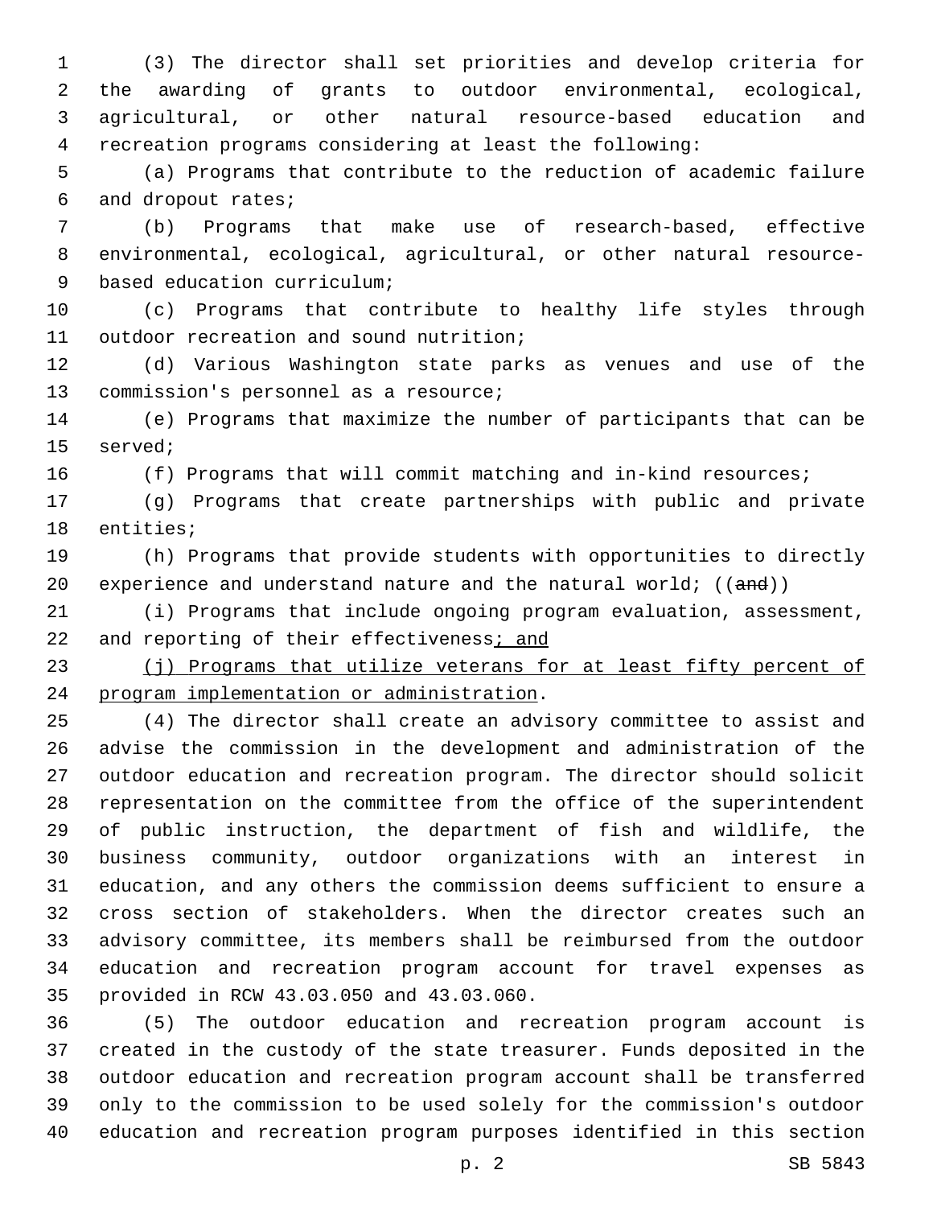(3) The director shall set priorities and develop criteria for the awarding of grants to outdoor environmental, ecological, agricultural, or other natural resource-based education and recreation programs considering at least the following:

(a) Programs that contribute to the reduction of academic failure and dropout rates;

(b) Programs that make use of research-based, effective environmental, ecological, agricultural, or other natural resource-based education curriculum;

(c) Programs that contribute to healthy life styles through outdoor recreation and sound nutrition;

(d) Various Washington state parks as venues and use of the commission's personnel as a resource;

(e) Programs that maximize the number of participants that can be served;

(f) Programs that will commit matching and in-kind resources;

(g) Programs that create partnerships with public and private entities;

(h) Programs that provide students with opportunities to directly experience and understand nature and the natural world; ((~~and~~))

(i) Programs that include ongoing program evaluation, assessment, and reporting of their effectiveness<u>; and</u>

<u>(j) Programs that utilize veterans for at least fifty percent of program implementation or administration</u>.

(4) The director shall create an advisory committee to assist and advise the commission in the development and administration of the outdoor education and recreation program. The director should solicit representation on the committee from the office of the superintendent of public instruction, the department of fish and wildlife, the business community, outdoor organizations with an interest in education, and any others the commission deems sufficient to ensure a cross section of stakeholders. When the director creates such an advisory committee, its members shall be reimbursed from the outdoor education and recreation program account for travel expenses as provided in RCW 43.03.050 and 43.03.060.

(5) The outdoor education and recreation program account is created in the custody of the state treasurer. Funds deposited in the outdoor education and recreation program account shall be transferred only to the commission to be used solely for the commission's outdoor education and recreation program purposes identified in this section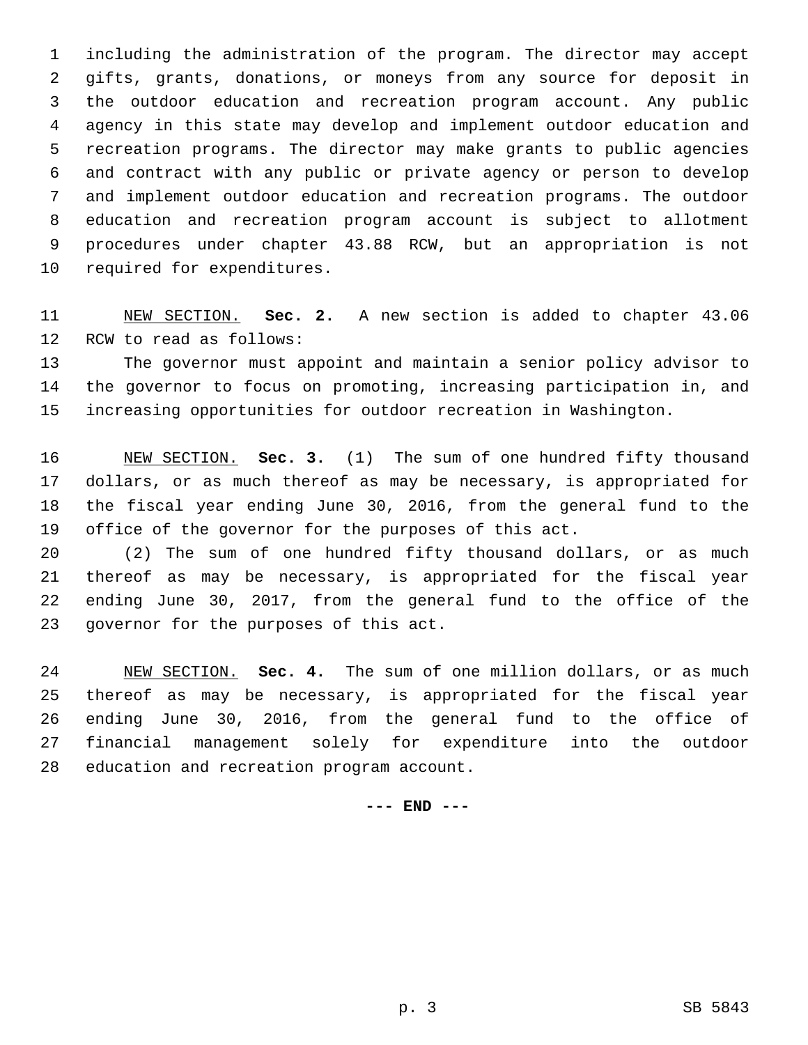including the administration of the program. The director may accept gifts, grants, donations, or moneys from any source for deposit in the outdoor education and recreation program account. Any public agency in this state may develop and implement outdoor education and recreation programs. The director may make grants to public agencies and contract with any public or private agency or person to develop and implement outdoor education and recreation programs. The outdoor education and recreation program account is subject to allotment procedures under chapter 43.88 RCW, but an appropriation is not required for expenditures.

NEW SECTION. **Sec. 2.** A new section is added to chapter 43.06 RCW to read as follows:

The governor must appoint and maintain a senior policy advisor to the governor to focus on promoting, increasing participation in, and increasing opportunities for outdoor recreation in Washington.

NEW SECTION. **Sec. 3.** (1) The sum of one hundred fifty thousand dollars, or as much thereof as may be necessary, is appropriated for the fiscal year ending June 30, 2016, from the general fund to the office of the governor for the purposes of this act.

(2) The sum of one hundred fifty thousand dollars, or as much thereof as may be necessary, is appropriated for the fiscal year ending June 30, 2017, from the general fund to the office of the governor for the purposes of this act.

NEW SECTION. **Sec. 4.** The sum of one million dollars, or as much thereof as may be necessary, is appropriated for the fiscal year ending June 30, 2016, from the general fund to the office of financial management solely for expenditure into the outdoor education and recreation program account.

**--- END ---**